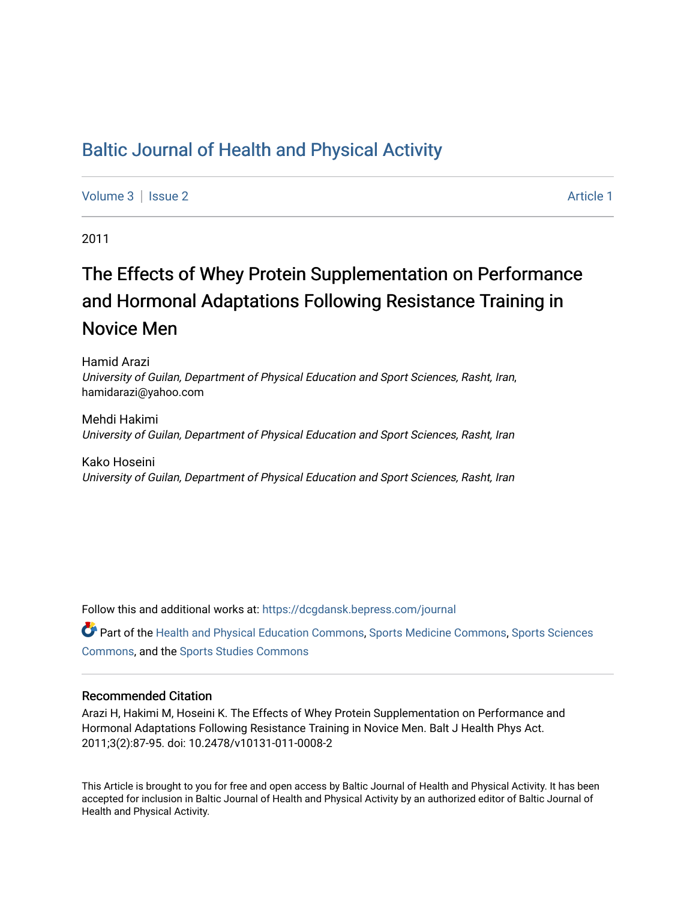# Baltic Journal of Health and Physical Activity

Volume 3 | Issue 2 Article 1

2011

## The Effects of Whey Protein Supplementation on Performance and Hormonal Adaptations Following Resistance Training in Novice Men

Hamid Arazi
*University of Guilan, Department of Physical Education and Sport Sciences, Rasht, Iran*, hamidarazi@yahoo.com

Mehdi Hakimi
*University of Guilan, Department of Physical Education and Sport Sciences, Rasht, Iran*

Kako Hoseini
*University of Guilan, Department of Physical Education and Sport Sciences, Rasht, Iran*

Follow this and additional works at: https://dcgdansk.bepress.com/journal

Part of the Health and Physical Education Commons, Sports Medicine Commons, Sports Sciences Commons, and the Sports Studies Commons

### Recommended Citation

Arazi H, Hakimi M, Hoseini K. The Effects of Whey Protein Supplementation on Performance and Hormonal Adaptations Following Resistance Training in Novice Men. Balt J Health Phys Act. 2011;3(2):87-95. doi: 10.2478/v10131-011-0008-2

This Article is brought to you for free and open access by Baltic Journal of Health and Physical Activity. It has been accepted for inclusion in Baltic Journal of Health and Physical Activity by an authorized editor of Baltic Journal of Health and Physical Activity.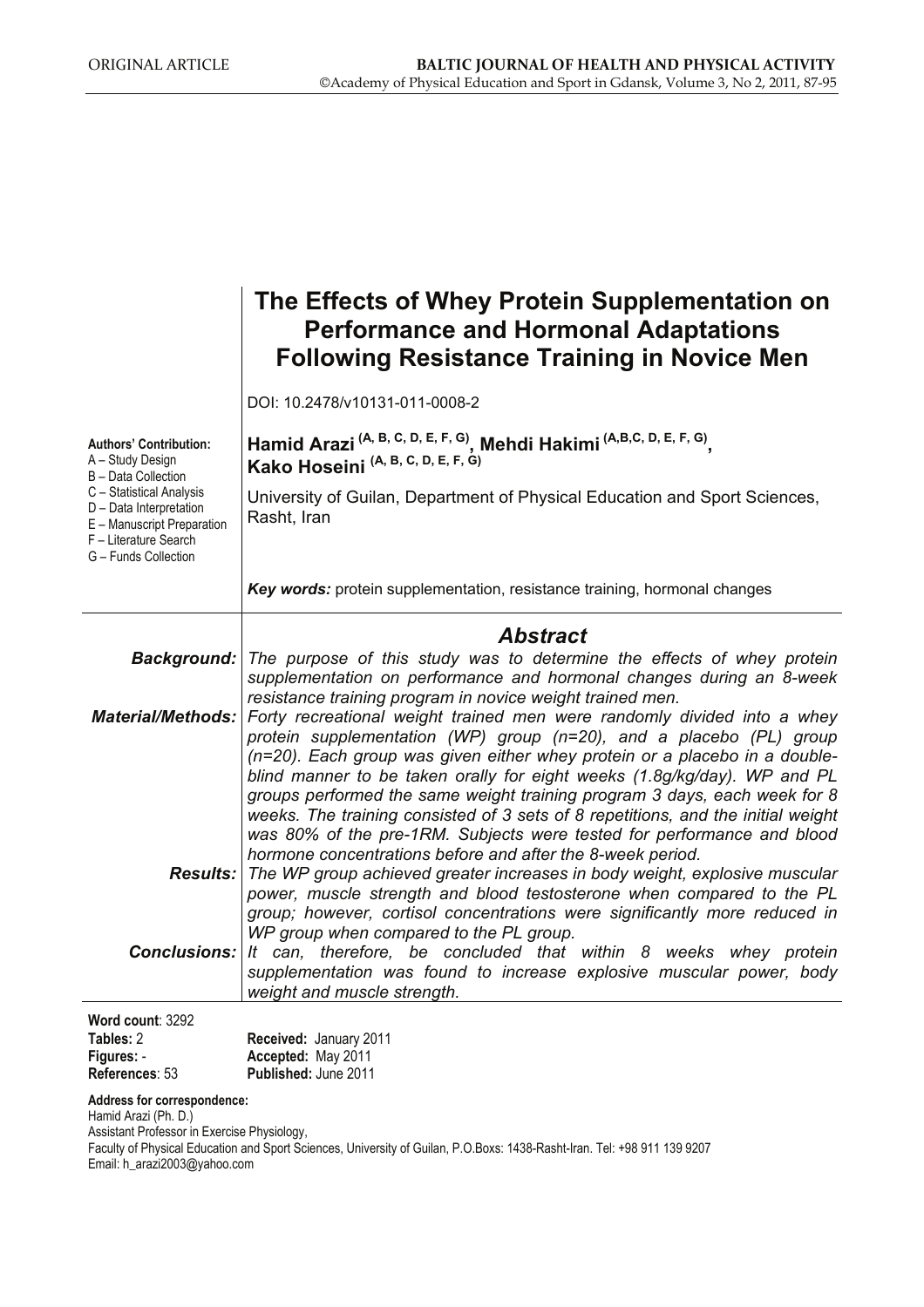ORIGINAL ARTICLE

# The Effects of Whey Protein Supplementation on Performance and Hormonal Adaptations Following Resistance Training in Novice Men

DOI: 10.2478/v10131-011-0008-2

**Authors' Contribution:**
A – Study Design
B – Data Collection
C – Statistical Analysis
D – Data Interpretation
E – Manuscript Preparation
F – Literature Search
G – Funds Collection

**Hamid Arazi (A, B, C, D, E, F, G), Mehdi Hakimi (A,B,C, D, E, F, G), Kako Hoseini (A, B, C, D, E, F, G)**

University of Guilan, Department of Physical Education and Sport Sciences, Rasht, Iran

***Key words:*** protein supplementation, resistance training, hormonal changes

## *Abstract*

***Background:*** *The purpose of this study was to determine the effects of whey protein supplementation on performance and hormonal changes during an 8-week resistance training program in novice weight trained men.*

***Material/Methods:*** *Forty recreational weight trained men were randomly divided into a whey protein supplementation (WP) group (n=20), and a placebo (PL) group (n=20). Each group was given either whey protein or a placebo in a double-blind manner to be taken orally for eight weeks (1.8g/kg/day). WP and PL groups performed the same weight training program 3 days, each week for 8 weeks. The training consisted of 3 sets of 8 repetitions, and the initial weight was 80% of the pre-1RM. Subjects were tested for performance and blood hormone concentrations before and after the 8-week period.*

***Results:*** *The WP group achieved greater increases in body weight, explosive muscular power, muscle strength and blood testosterone when compared to the PL group; however, cortisol concentrations were significantly more reduced in WP group when compared to the PL group.*

***Conclusions:*** *It can, therefore, be concluded that within 8 weeks whey protein supplementation was found to increase explosive muscular power, body weight and muscle strength.*

**Word count**: 3292
**Tables:** 2
**Figures:** -
**References**: 53

**Received:** January 2011
**Accepted:** May 2011
**Published:** June 2011

**Address for correspondence:**
Hamid Arazi (Ph. D.)
Assistant Professor in Exercise Physiology,
Faculty of Physical Education and Sport Sciences, University of Guilan, P.O.Boxs: 1438-Rasht-Iran. Tel: +98 911 139 9207
Email: h_arazi2003@yahoo.com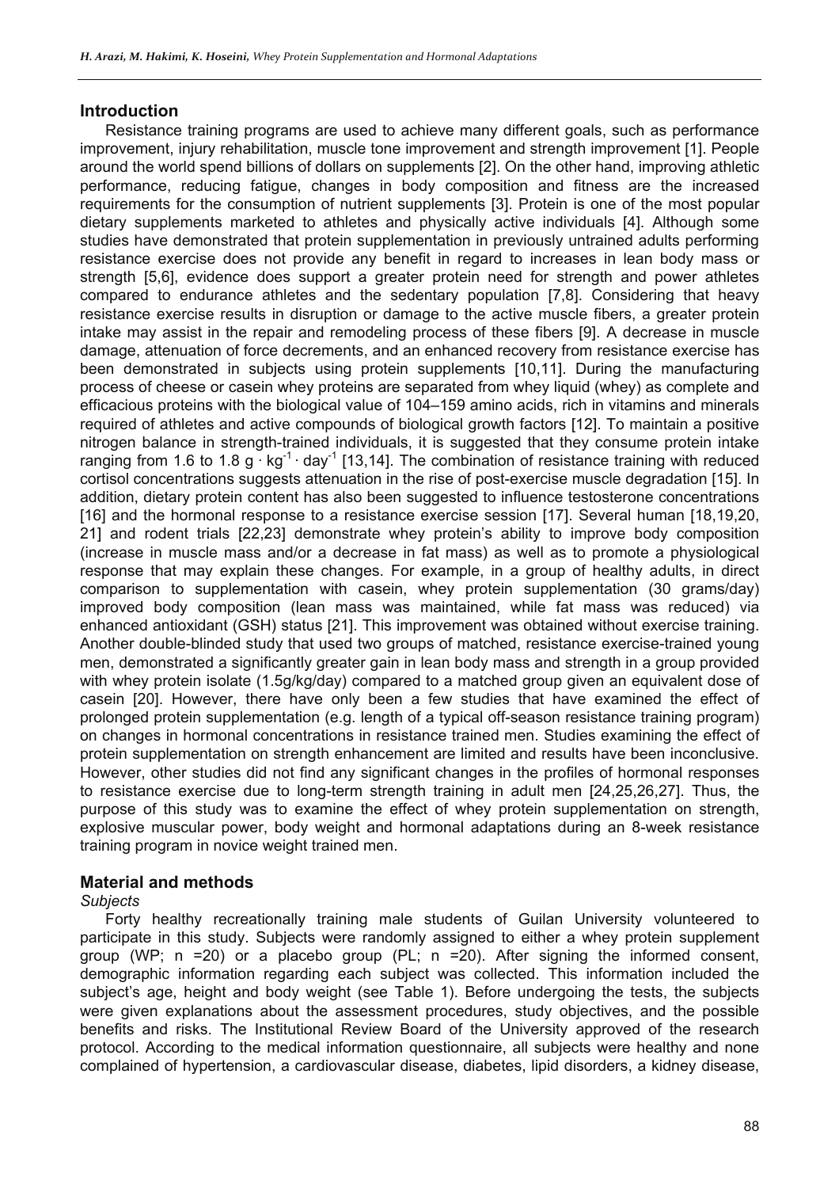## Introduction

Resistance training programs are used to achieve many different goals, such as performance improvement, injury rehabilitation, muscle tone improvement and strength improvement [1]. People around the world spend billions of dollars on supplements [2]. On the other hand, improving athletic performance, reducing fatigue, changes in body composition and fitness are the increased requirements for the consumption of nutrient supplements [3]. Protein is one of the most popular dietary supplements marketed to athletes and physically active individuals [4]. Although some studies have demonstrated that protein supplementation in previously untrained adults performing resistance exercise does not provide any benefit in regard to increases in lean body mass or strength [5,6], evidence does support a greater protein need for strength and power athletes compared to endurance athletes and the sedentary population [7,8]. Considering that heavy resistance exercise results in disruption or damage to the active muscle fibers, a greater protein intake may assist in the repair and remodeling process of these fibers [9]. A decrease in muscle damage, attenuation of force decrements, and an enhanced recovery from resistance exercise has been demonstrated in subjects using protein supplements [10,11]. During the manufacturing process of cheese or casein whey proteins are separated from whey liquid (whey) as complete and efficacious proteins with the biological value of 104–159 amino acids, rich in vitamins and minerals required of athletes and active compounds of biological growth factors [12]. To maintain a positive nitrogen balance in strength-trained individuals, it is suggested that they consume protein intake ranging from 1.6 to 1.8 $g \cdot kg^{-1} \cdot day^{-1}$ [13,14]. The combination of resistance training with reduced cortisol concentrations suggests attenuation in the rise of post-exercise muscle degradation [15]. In addition, dietary protein content has also been suggested to influence testosterone concentrations [16] and the hormonal response to a resistance exercise session [17]. Several human [18,19,20, 21] and rodent trials [22,23] demonstrate whey protein's ability to improve body composition (increase in muscle mass and/or a decrease in fat mass) as well as to promote a physiological response that may explain these changes. For example, in a group of healthy adults, in direct comparison to supplementation with casein, whey protein supplementation (30 grams/day) improved body composition (lean mass was maintained, while fat mass was reduced) via enhanced antioxidant (GSH) status [21]. This improvement was obtained without exercise training. Another double-blinded study that used two groups of matched, resistance exercise-trained young men, demonstrated a significantly greater gain in lean body mass and strength in a group provided with whey protein isolate (1.5g/kg/day) compared to a matched group given an equivalent dose of casein [20]. However, there have only been a few studies that have examined the effect of prolonged protein supplementation (e.g. length of a typical off-season resistance training program) on changes in hormonal concentrations in resistance trained men. Studies examining the effect of protein supplementation on strength enhancement are limited and results have been inconclusive. However, other studies did not find any significant changes in the profiles of hormonal responses to resistance exercise due to long-term strength training in adult men [24,25,26,27]. Thus, the purpose of this study was to examine the effect of whey protein supplementation on strength, explosive muscular power, body weight and hormonal adaptations during an 8-week resistance training program in novice weight trained men.

## Material and methods

*Subjects*

Forty healthy recreationally training male students of Guilan University volunteered to participate in this study. Subjects were randomly assigned to either a whey protein supplement group (WP; n =20) or a placebo group (PL; n =20). After signing the informed consent, demographic information regarding each subject was collected. This information included the subject's age, height and body weight (see Table 1). Before undergoing the tests, the subjects were given explanations about the assessment procedures, study objectives, and the possible benefits and risks. The Institutional Review Board of the University approved of the research protocol. According to the medical information questionnaire, all subjects were healthy and none complained of hypertension, a cardiovascular disease, diabetes, lipid disorders, a kidney disease,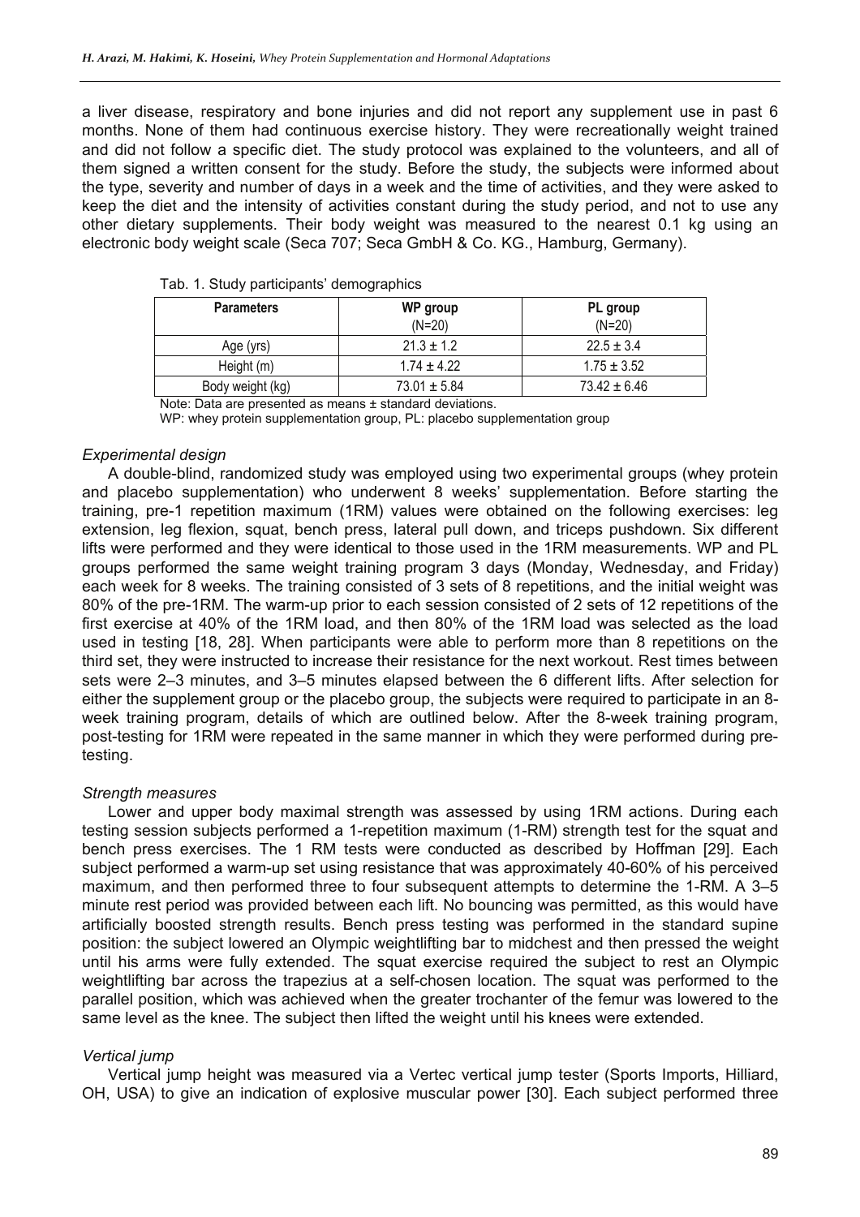a liver disease, respiratory and bone injuries and did not report any supplement use in past 6 months. None of them had continuous exercise history. They were recreationally weight trained and did not follow a specific diet. The study protocol was explained to the volunteers, and all of them signed a written consent for the study. Before the study, the subjects were informed about the type, severity and number of days in a week and the time of activities, and they were asked to keep the diet and the intensity of activities constant during the study period, and not to use any other dietary supplements. Their body weight was measured to the nearest 0.1 kg using an electronic body weight scale (Seca 707; Seca GmbH & Co. KG., Hamburg, Germany).

Tab. 1. Study participants' demographics

| Parameters | WP group (N=20) | PL group (N=20) |
|---|---|---|
| Age (yrs) | 21.3 ± 1.2 | 22.5 ± 3.4 |
| Height (m) | 1.74 ± 4.22 | 1.75 ± 3.52 |
| Body weight (kg) | 73.01 ± 5.84 | 73.42 ± 6.46 |

Note: Data are presented as means ± standard deviations.
WP: whey protein supplementation group, PL: placebo supplementation group

### *Experimental design*

A double-blind, randomized study was employed using two experimental groups (whey protein and placebo supplementation) who underwent 8 weeks' supplementation. Before starting the training, pre-1 repetition maximum (1RM) values were obtained on the following exercises: leg extension, leg flexion, squat, bench press, lateral pull down, and triceps pushdown. Six different lifts were performed and they were identical to those used in the 1RM measurements. WP and PL groups performed the same weight training program 3 days (Monday, Wednesday, and Friday) each week for 8 weeks. The training consisted of 3 sets of 8 repetitions, and the initial weight was 80% of the pre-1RM. The warm-up prior to each session consisted of 2 sets of 12 repetitions of the first exercise at 40% of the 1RM load, and then 80% of the 1RM load was selected as the load used in testing [18, 28]. When participants were able to perform more than 8 repetitions on the third set, they were instructed to increase their resistance for the next workout. Rest times between sets were 2–3 minutes, and 3–5 minutes elapsed between the 6 different lifts. After selection for either the supplement group or the placebo group, the subjects were required to participate in an 8-week training program, details of which are outlined below. After the 8-week training program, post-testing for 1RM were repeated in the same manner in which they were performed during pre-testing.

### *Strength measures*

Lower and upper body maximal strength was assessed by using 1RM actions. During each testing session subjects performed a 1-repetition maximum (1-RM) strength test for the squat and bench press exercises. The 1 RM tests were conducted as described by Hoffman [29]. Each subject performed a warm-up set using resistance that was approximately 40-60% of his perceived maximum, and then performed three to four subsequent attempts to determine the 1-RM. A 3–5 minute rest period was provided between each lift. No bouncing was permitted, as this would have artificially boosted strength results. Bench press testing was performed in the standard supine position: the subject lowered an Olympic weightlifting bar to midchest and then pressed the weight until his arms were fully extended. The squat exercise required the subject to rest an Olympic weightlifting bar across the trapezius at a self-chosen location. The squat was performed to the parallel position, which was achieved when the greater trochanter of the femur was lowered to the same level as the knee. The subject then lifted the weight until his knees were extended.

### *Vertical jump*

Vertical jump height was measured via a Vertec vertical jump tester (Sports Imports, Hilliard, OH, USA) to give an indication of explosive muscular power [30]. Each subject performed three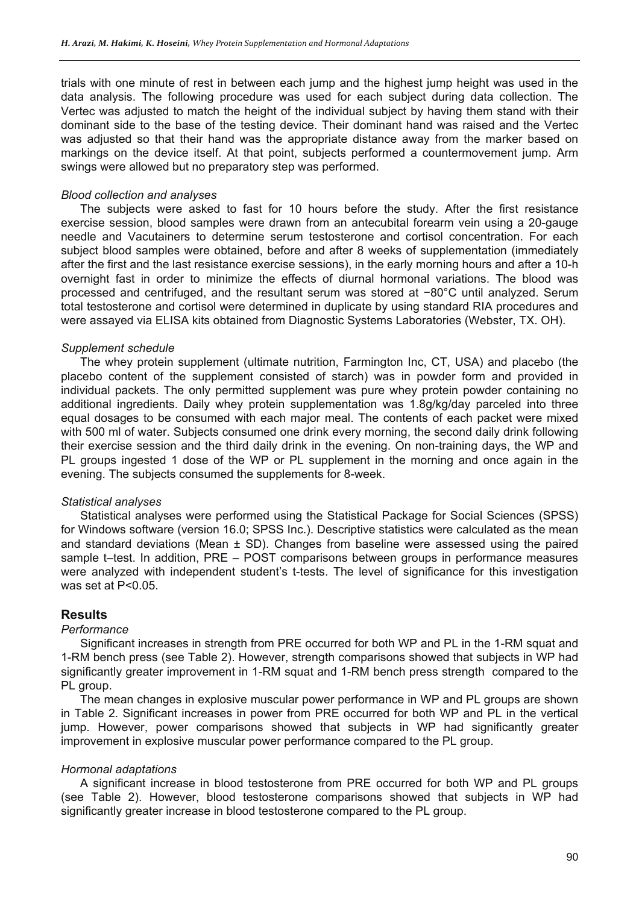trials with one minute of rest in between each jump and the highest jump height was used in the data analysis. The following procedure was used for each subject during data collection. The Vertec was adjusted to match the height of the individual subject by having them stand with their dominant side to the base of the testing device. Their dominant hand was raised and the Vertec was adjusted so that their hand was the appropriate distance away from the marker based on markings on the device itself. At that point, subjects performed a countermovement jump. Arm swings were allowed but no preparatory step was performed.

*Blood collection and analyses*

The subjects were asked to fast for 10 hours before the study. After the first resistance exercise session, blood samples were drawn from an antecubital forearm vein using a 20-gauge needle and Vacutainers to determine serum testosterone and cortisol concentration. For each subject blood samples were obtained, before and after 8 weeks of supplementation (immediately after the first and the last resistance exercise sessions), in the early morning hours and after a 10-h overnight fast in order to minimize the effects of diurnal hormonal variations. The blood was processed and centrifuged, and the resultant serum was stored at −80°C until analyzed. Serum total testosterone and cortisol were determined in duplicate by using standard RIA procedures and were assayed via ELISA kits obtained from Diagnostic Systems Laboratories (Webster, TX. OH).

*Supplement schedule*

The whey protein supplement (ultimate nutrition, Farmington Inc, CT, USA) and placebo (the placebo content of the supplement consisted of starch) was in powder form and provided in individual packets. The only permitted supplement was pure whey protein powder containing no additional ingredients. Daily whey protein supplementation was 1.8g/kg/day parceled into three equal dosages to be consumed with each major meal. The contents of each packet were mixed with 500 ml of water. Subjects consumed one drink every morning, the second daily drink following their exercise session and the third daily drink in the evening. On non-training days, the WP and PL groups ingested 1 dose of the WP or PL supplement in the morning and once again in the evening. The subjects consumed the supplements for 8-week.

*Statistical analyses*

Statistical analyses were performed using the Statistical Package for Social Sciences (SPSS) for Windows software (version 16.0; SPSS Inc.). Descriptive statistics were calculated as the mean and standard deviations (Mean ± SD). Changes from baseline were assessed using the paired sample t–test. In addition, PRE – POST comparisons between groups in performance measures were analyzed with independent student's t-tests. The level of significance for this investigation was set at $P<0.05$.

## Results

*Performance*

Significant increases in strength from PRE occurred for both WP and PL in the 1-RM squat and 1-RM bench press (see Table 2). However, strength comparisons showed that subjects in WP had significantly greater improvement in 1-RM squat and 1-RM bench press strength compared to the PL group.

The mean changes in explosive muscular power performance in WP and PL groups are shown in Table 2. Significant increases in power from PRE occurred for both WP and PL in the vertical jump. However, power comparisons showed that subjects in WP had significantly greater improvement in explosive muscular power performance compared to the PL group.

*Hormonal adaptations*

A significant increase in blood testosterone from PRE occurred for both WP and PL groups (see Table 2). However, blood testosterone comparisons showed that subjects in WP had significantly greater increase in blood testosterone compared to the PL group.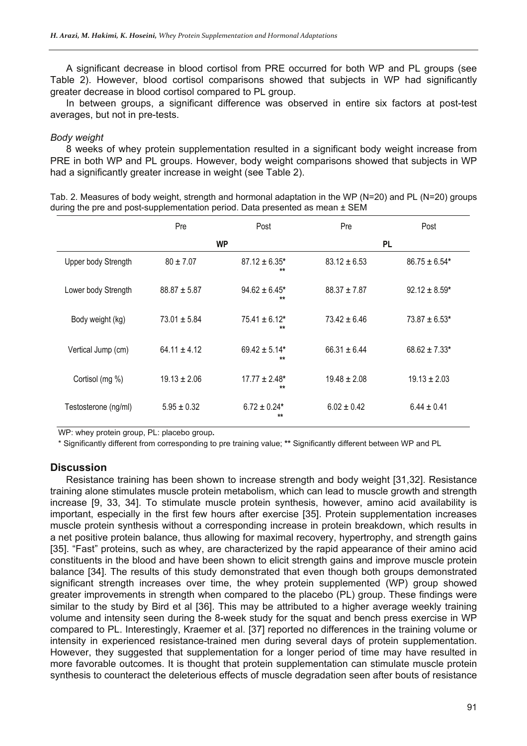A significant decrease in blood cortisol from PRE occurred for both WP and PL groups (see Table 2). However, blood cortisol comparisons showed that subjects in WP had significantly greater decrease in blood cortisol compared to PL group.

In between groups, a significant difference was observed in entire six factors at post-test averages, but not in pre-tests.

*Body weight*

8 weeks of whey protein supplementation resulted in a significant body weight increase from PRE in both WP and PL groups. However, body weight comparisons showed that subjects in WP had a significantly greater increase in weight (see Table 2).

Tab. 2. Measures of body weight, strength and hormonal adaptation in the WP (N=20) and PL (N=20) groups during the pre and post-supplementation period. Data presented as mean ± SEM

| | Pre | Post | Pre | Post |
|---|---|---|---|---|
| | WP | | PL | |
| Upper body Strength | 80 ± 7.07 | 87.12 ± 6.35* ** | 83.12 ± 6.53 | 86.75 ± 6.54* |
| Lower body Strength | 88.87 ± 5.87 | 94.62 ± 6.45* ** | 88.37 ± 7.87 | 92.12 ± 8.59* |
| Body weight (kg) | 73.01 ± 5.84 | 75.41 ± 6.12* ** | 73.42 ± 6.46 | 73.87 ± 6.53* |
| Vertical Jump (cm) | 64.11 ± 4.12 | 69.42 ± 5.14* ** | 66.31 ± 6.44 | 68.62 ± 7.33* |
| Cortisol (mg %) | 19.13 ± 2.06 | 17.77 ± 2.48* ** | 19.48 ± 2.08 | 19.13 ± 2.03 |
| Testosterone (ng/ml) | 5.95 ± 0.32 | 6.72 ± 0.24* ** | 6.02 ± 0.42 | 6.44 ± 0.41 |

WP: whey protein group, PL: placebo group.

\* Significantly different from corresponding to pre training value; ** Significantly different between WP and PL

## Discussion

Resistance training has been shown to increase strength and body weight [31,32]. Resistance training alone stimulates muscle protein metabolism, which can lead to muscle growth and strength increase [9, 33, 34]. To stimulate muscle protein synthesis, however, amino acid availability is important, especially in the first few hours after exercise [35]. Protein supplementation increases muscle protein synthesis without a corresponding increase in protein breakdown, which results in a net positive protein balance, thus allowing for maximal recovery, hypertrophy, and strength gains [35]. "Fast" proteins, such as whey, are characterized by the rapid appearance of their amino acid constituents in the blood and have been shown to elicit strength gains and improve muscle protein balance [34]. The results of this study demonstrated that even though both groups demonstrated significant strength increases over time, the whey protein supplemented (WP) group showed greater improvements in strength when compared to the placebo (PL) group. These findings were similar to the study by Bird et al [36]. This may be attributed to a higher average weekly training volume and intensity seen during the 8-week study for the squat and bench press exercise in WP compared to PL. Interestingly, Kraemer et al. [37] reported no differences in the training volume or intensity in experienced resistance-trained men during several days of protein supplementation. However, they suggested that supplementation for a longer period of time may have resulted in more favorable outcomes. It is thought that protein supplementation can stimulate muscle protein synthesis to counteract the deleterious effects of muscle degradation seen after bouts of resistance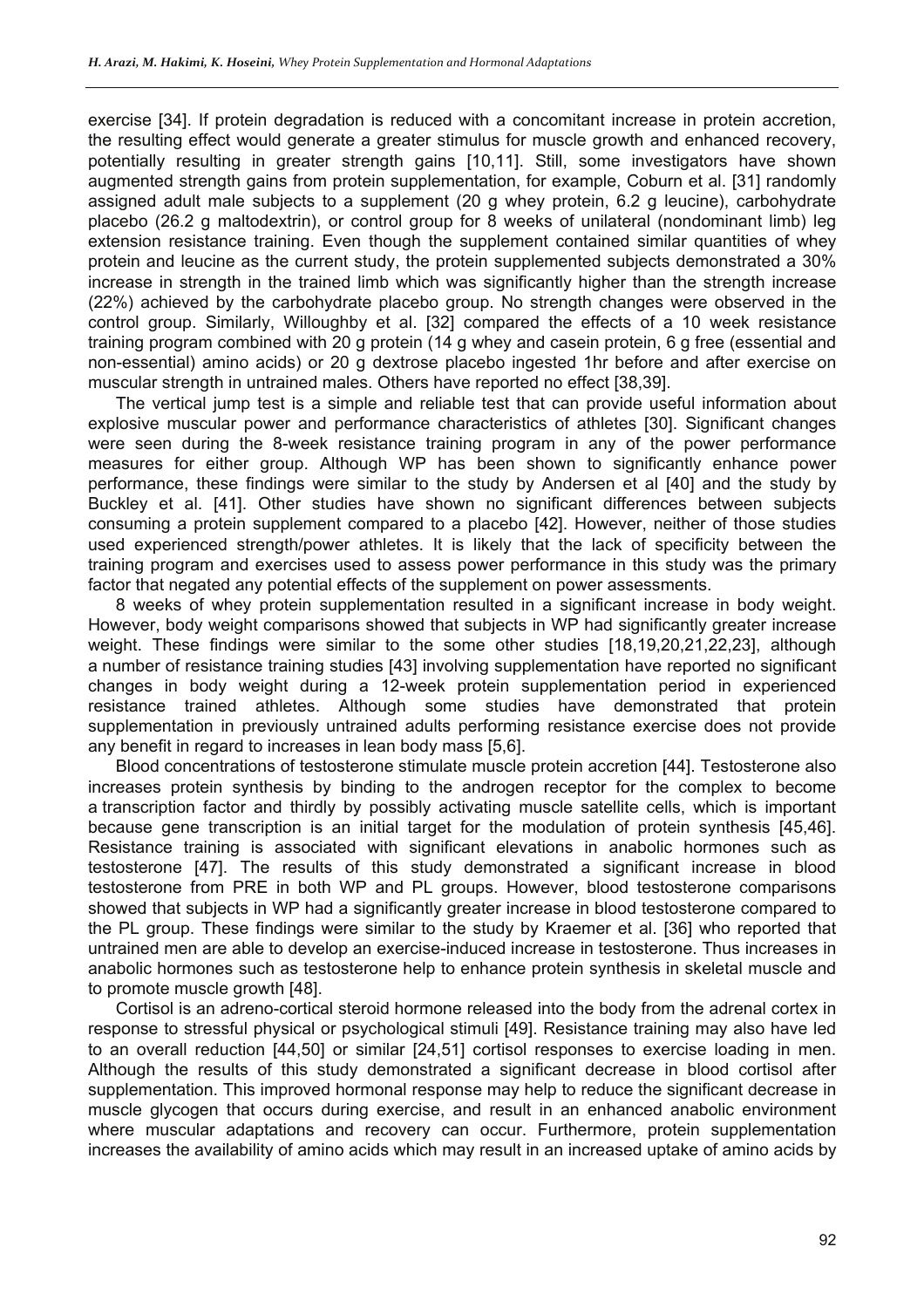exercise [34]. If protein degradation is reduced with a concomitant increase in protein accretion, the resulting effect would generate a greater stimulus for muscle growth and enhanced recovery, potentially resulting in greater strength gains [10,11]. Still, some investigators have shown augmented strength gains from protein supplementation, for example, Coburn et al. [31] randomly assigned adult male subjects to a supplement (20 g whey protein, 6.2 g leucine), carbohydrate placebo (26.2 g maltodextrin), or control group for 8 weeks of unilateral (nondominant limb) leg extension resistance training. Even though the supplement contained similar quantities of whey protein and leucine as the current study, the protein supplemented subjects demonstrated a 30% increase in strength in the trained limb which was significantly higher than the strength increase (22%) achieved by the carbohydrate placebo group. No strength changes were observed in the control group. Similarly, Willoughby et al. [32] compared the effects of a 10 week resistance training program combined with 20 g protein (14 g whey and casein protein, 6 g free (essential and non-essential) amino acids) or 20 g dextrose placebo ingested 1hr before and after exercise on muscular strength in untrained males. Others have reported no effect [38,39].

The vertical jump test is a simple and reliable test that can provide useful information about explosive muscular power and performance characteristics of athletes [30]. Significant changes were seen during the 8-week resistance training program in any of the power performance measures for either group. Although WP has been shown to significantly enhance power performance, these findings were similar to the study by Andersen et al [40] and the study by Buckley et al. [41]. Other studies have shown no significant differences between subjects consuming a protein supplement compared to a placebo [42]. However, neither of those studies used experienced strength/power athletes. It is likely that the lack of specificity between the training program and exercises used to assess power performance in this study was the primary factor that negated any potential effects of the supplement on power assessments.

8 weeks of whey protein supplementation resulted in a significant increase in body weight. However, body weight comparisons showed that subjects in WP had significantly greater increase weight. These findings were similar to the some other studies [18,19,20,21,22,23], although a number of resistance training studies [43] involving supplementation have reported no significant changes in body weight during a 12-week protein supplementation period in experienced resistance trained athletes. Although some studies have demonstrated that protein supplementation in previously untrained adults performing resistance exercise does not provide any benefit in regard to increases in lean body mass [5,6].

Blood concentrations of testosterone stimulate muscle protein accretion [44]. Testosterone also increases protein synthesis by binding to the androgen receptor for the complex to become a transcription factor and thirdly by possibly activating muscle satellite cells, which is important because gene transcription is an initial target for the modulation of protein synthesis [45,46]. Resistance training is associated with significant elevations in anabolic hormones such as testosterone [47]. The results of this study demonstrated a significant increase in blood testosterone from PRE in both WP and PL groups. However, blood testosterone comparisons showed that subjects in WP had a significantly greater increase in blood testosterone compared to the PL group. These findings were similar to the study by Kraemer et al. [36] who reported that untrained men are able to develop an exercise-induced increase in testosterone. Thus increases in anabolic hormones such as testosterone help to enhance protein synthesis in skeletal muscle and to promote muscle growth [48].

Cortisol is an adreno-cortical steroid hormone released into the body from the adrenal cortex in response to stressful physical or psychological stimuli [49]. Resistance training may also have led to an overall reduction [44,50] or similar [24,51] cortisol responses to exercise loading in men. Although the results of this study demonstrated a significant decrease in blood cortisol after supplementation. This improved hormonal response may help to reduce the significant decrease in muscle glycogen that occurs during exercise, and result in an enhanced anabolic environment where muscular adaptations and recovery can occur. Furthermore, protein supplementation increases the availability of amino acids which may result in an increased uptake of amino acids by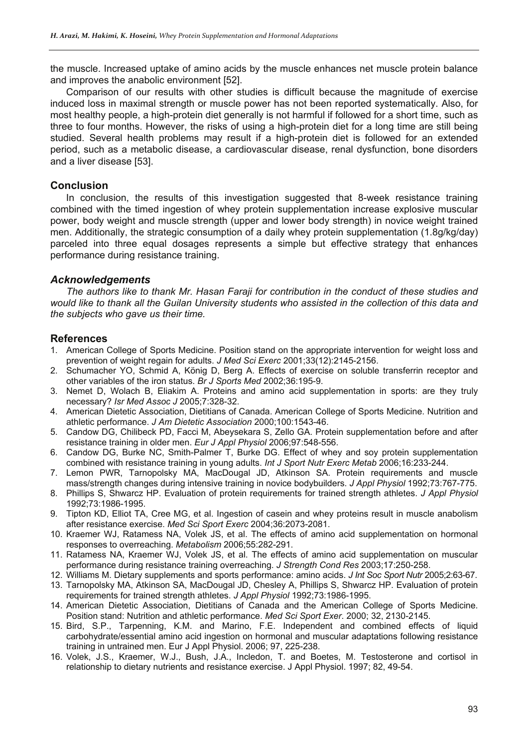the muscle. Increased uptake of amino acids by the muscle enhances net muscle protein balance and improves the anabolic environment [52].

Comparison of our results with other studies is difficult because the magnitude of exercise induced loss in maximal strength or muscle power has not been reported systematically. Also, for most healthy people, a high-protein diet generally is not harmful if followed for a short time, such as three to four months. However, the risks of using a high-protein diet for a long time are still being studied. Several health problems may result if a high-protein diet is followed for an extended period, such as a metabolic disease, a cardiovascular disease, renal dysfunction, bone disorders and a liver disease [53].

## Conclusion

In conclusion, the results of this investigation suggested that 8-week resistance training combined with the timed ingestion of whey protein supplementation increase explosive muscular power, body weight and muscle strength (upper and lower body strength) in novice weight trained men. Additionally, the strategic consumption of a daily whey protein supplementation (1.8g/kg/day) parceled into three equal dosages represents a simple but effective strategy that enhances performance during resistance training.

### *Acknowledgements*

*The authors like to thank Mr. Hasan Faraji for contribution in the conduct of these studies and would like to thank all the Guilan University students who assisted in the collection of this data and the subjects who gave us their time.*

## References

1. American College of Sports Medicine. Position stand on the appropriate intervention for weight loss and prevention of weight regain for adults. *J Med Sci Exerc* 2001;33(12):2145-2156.
2. Schumacher YO, Schmid A, König D, Berg A. Effects of exercise on soluble transferrin receptor and other variables of the iron status. *Br J Sports Med* 2002;36:195-9.
3. Nemet D, Wolach B, Eliakim A. Proteins and amino acid supplementation in sports: are they truly necessary? *Isr Med Assoc J* 2005;7:328-32.
4. American Dietetic Association, Dietitians of Canada. American College of Sports Medicine. Nutrition and athletic performance. *J Am Dietetic Association* 2000;100:1543-46.
5. Candow DG, Chilibeck PD, Facci M, Abeysekara S, Zello GA. Protein supplementation before and after resistance training in older men. *Eur J Appl Physiol* 2006;97:548-556.
6. Candow DG, Burke NC, Smith-Palmer T, Burke DG. Effect of whey and soy protein supplementation combined with resistance training in young adults. *Int J Sport Nutr Exerc Metab* 2006;16:233-244.
7. Lemon PWR, Tarnopolsky MA, MacDougal JD, Atkinson SA. Protein requirements and muscle mass/strength changes during intensive training in novice bodybuilders. *J Appl Physiol* 1992;73:767-775.
8. Phillips S, Shwarcz HP. Evaluation of protein requirements for trained strength athletes. *J Appl Physiol* 1992;73:1986-1995.
9. Tipton KD, Elliot TA, Cree MG, et al. Ingestion of casein and whey proteins result in muscle anabolism after resistance exercise. *Med Sci Sport Exerc* 2004;36:2073-2081.
10. Kraemer WJ, Ratamess NA, Volek JS, et al. The effects of amino acid supplementation on hormonal responses to overreaching. *Metabolism* 2006;55:282-291.
11. Ratamess NA, Kraemer WJ, Volek JS, et al. The effects of amino acid supplementation on muscular performance during resistance training overreaching. *J Strength Cond Res* 2003;17:250-258.
12. Williams M. Dietary supplements and sports performance: amino acids. *J Int Soc Sport Nutr* 2005;2:63-67.
13. Tarnopolsky MA, Atkinson SA, MacDougal JD, Chesley A, Phillips S, Shwarcz HP. Evaluation of protein requirements for trained strength athletes. *J Appl Physiol* 1992;73:1986-1995.
14. American Dietetic Association, Dietitians of Canada and the American College of Sports Medicine. Position stand: Nutrition and athletic performance. *Med Sci Sport Exer*. 2000; 32, 2130-2145.
15. Bird, S.P., Tarpenning, K.M. and Marino, F.E. Independent and combined effects of liquid carbohydrate/essential amino acid ingestion on hormonal and muscular adaptations following resistance training in untrained men. Eur J Appl Physiol. 2006; 97, 225-238.
16. Volek, J.S., Kraemer, W.J., Bush, J.A., Incledon, T. and Boetes, M. Testosterone and cortisol in relationship to dietary nutrients and resistance exercise. J Appl Physiol. 1997; 82, 49-54.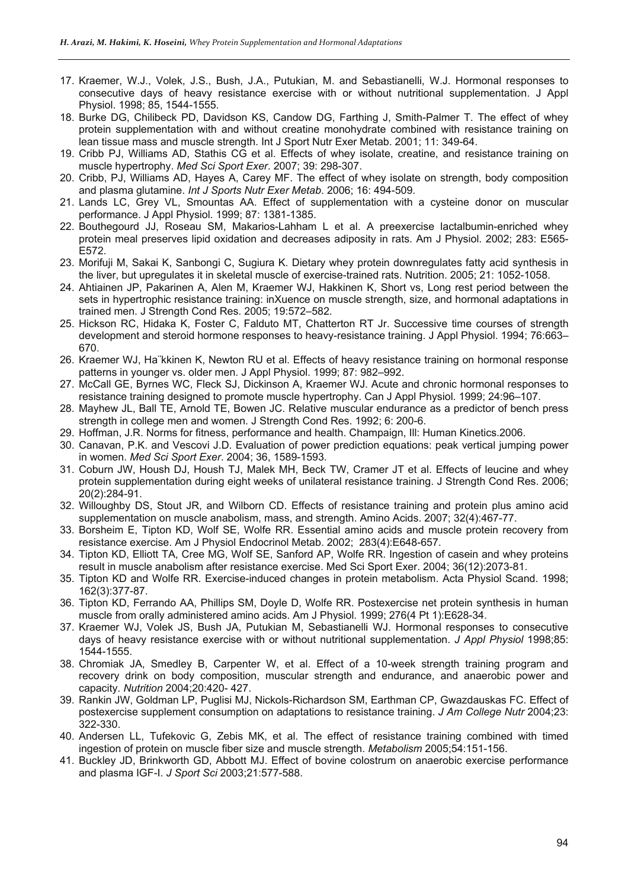17. Kraemer, W.J., Volek, J.S., Bush, J.A., Putukian, M. and Sebastianelli, W.J. Hormonal responses to consecutive days of heavy resistance exercise with or without nutritional supplementation. J Appl Physiol. 1998; 85, 1544-1555.
18. Burke DG, Chilibeck PD, Davidson KS, Candow DG, Farthing J, Smith-Palmer T. The effect of whey protein supplementation with and without creatine monohydrate combined with resistance training on lean tissue mass and muscle strength. Int J Sport Nutr Exer Metab. 2001; 11: 349-64.
19. Cribb PJ, Williams AD, Stathis CG et al. Effects of whey isolate, creatine, and resistance training on muscle hypertrophy. *Med Sci Sport Exer*. 2007; 39: 298-307.
20. Cribb, PJ, Williams AD, Hayes A, Carey MF. The effect of whey isolate on strength, body composition and plasma glutamine. *Int J Sports Nutr Exer Metab*. 2006; 16: 494-509.
21. Lands LC, Grey VL, Smountas AA. Effect of supplementation with a cysteine donor on muscular performance. J Appl Physiol. 1999; 87: 1381-1385.
22. Bouthegourd JJ, Roseau SM, Makarios-Lahham L et al. A preexercise lactalbumin-enriched whey protein meal preserves lipid oxidation and decreases adiposity in rats. Am J Physiol. 2002; 283: E565-E572.
23. Morifuji M, Sakai K, Sanbongi C, Sugiura K. Dietary whey protein downregulates fatty acid synthesis in the liver, but upregulates it in skeletal muscle of exercise-trained rats. Nutrition. 2005; 21: 1052-1058.
24. Ahtiainen JP, Pakarinen A, Alen M, Kraemer WJ, Hakkinen K, Short vs, Long rest period between the sets in hypertrophic resistance training: inXuence on muscle strength, size, and hormonal adaptations in trained men. J Strength Cond Res. 2005; 19:572–582.
25. Hickson RC, Hidaka K, Foster C, Falduto MT, Chatterton RT Jr. Successive time courses of strength development and steroid hormone responses to heavy-resistance training. J Appl Physiol. 1994; 76:663–670.
26. Kraemer WJ, Ha¨kkinen K, Newton RU et al. Effects of heavy resistance training on hormonal response patterns in younger vs. older men. J Appl Physiol. 1999; 87: 982–992.
27. McCall GE, Byrnes WC, Fleck SJ, Dickinson A, Kraemer WJ. Acute and chronic hormonal responses to resistance training designed to promote muscle hypertrophy. Can J Appl Physiol. 1999; 24:96–107.
28. Mayhew JL, Ball TE, Arnold TE, Bowen JC. Relative muscular endurance as a predictor of bench press strength in college men and women. J Strength Cond Res. 1992; 6: 200-6.
29. Hoffman, J.R. Norms for fitness, performance and health. Champaign, Ill: Human Kinetics.2006.
30. Canavan, P.K. and Vescovi J.D. Evaluation of power prediction equations: peak vertical jumping power in women. *Med Sci Sport Exer*. 2004; 36, 1589-1593.
31. Coburn JW, Housh DJ, Housh TJ, Malek MH, Beck TW, Cramer JT et al. Effects of leucine and whey protein supplementation during eight weeks of unilateral resistance training. J Strength Cond Res. 2006; 20(2):284-91.
32. Willoughby DS, Stout JR, and Wilborn CD. Effects of resistance training and protein plus amino acid supplementation on muscle anabolism, mass, and strength. Amino Acids. 2007; 32(4):467-77.
33. Borsheim E, Tipton KD, Wolf SE, Wolfe RR. Essential amino acids and muscle protein recovery from resistance exercise. Am J Physiol Endocrinol Metab. 2002; 283(4):E648-657.
34. Tipton KD, Elliott TA, Cree MG, Wolf SE, Sanford AP, Wolfe RR. Ingestion of casein and whey proteins result in muscle anabolism after resistance exercise. Med Sci Sport Exer. 2004; 36(12):2073-81.
35. Tipton KD and Wolfe RR. Exercise-induced changes in protein metabolism. Acta Physiol Scand. 1998; 162(3):377-87.
36. Tipton KD, Ferrando AA, Phillips SM, Doyle D, Wolfe RR. Postexercise net protein synthesis in human muscle from orally administered amino acids. Am J Physiol. 1999; 276(4 Pt 1):E628-34.
37. Kraemer WJ, Volek JS, Bush JA, Putukian M, Sebastianelli WJ. Hormonal responses to consecutive days of heavy resistance exercise with or without nutritional supplementation. *J Appl Physiol* 1998;85: 1544-1555.
38. Chromiak JA, Smedley B, Carpenter W, et al. Effect of a 10-week strength training program and recovery drink on body composition, muscular strength and endurance, and anaerobic power and capacity. *Nutrition* 2004;20:420- 427.
39. Rankin JW, Goldman LP, Puglisi MJ, Nickols-Richardson SM, Earthman CP, Gwazdauskas FC. Effect of postexercise supplement consumption on adaptations to resistance training. *J Am College Nutr* 2004;23: 322-330.
40. Andersen LL, Tufekovic G, Zebis MK, et al. The effect of resistance training combined with timed ingestion of protein on muscle fiber size and muscle strength. *Metabolism* 2005;54:151-156.
41. Buckley JD, Brinkworth GD, Abbott MJ. Effect of bovine colostrum on anaerobic exercise performance and plasma IGF-I. *J Sport Sci* 2003;21:577-588.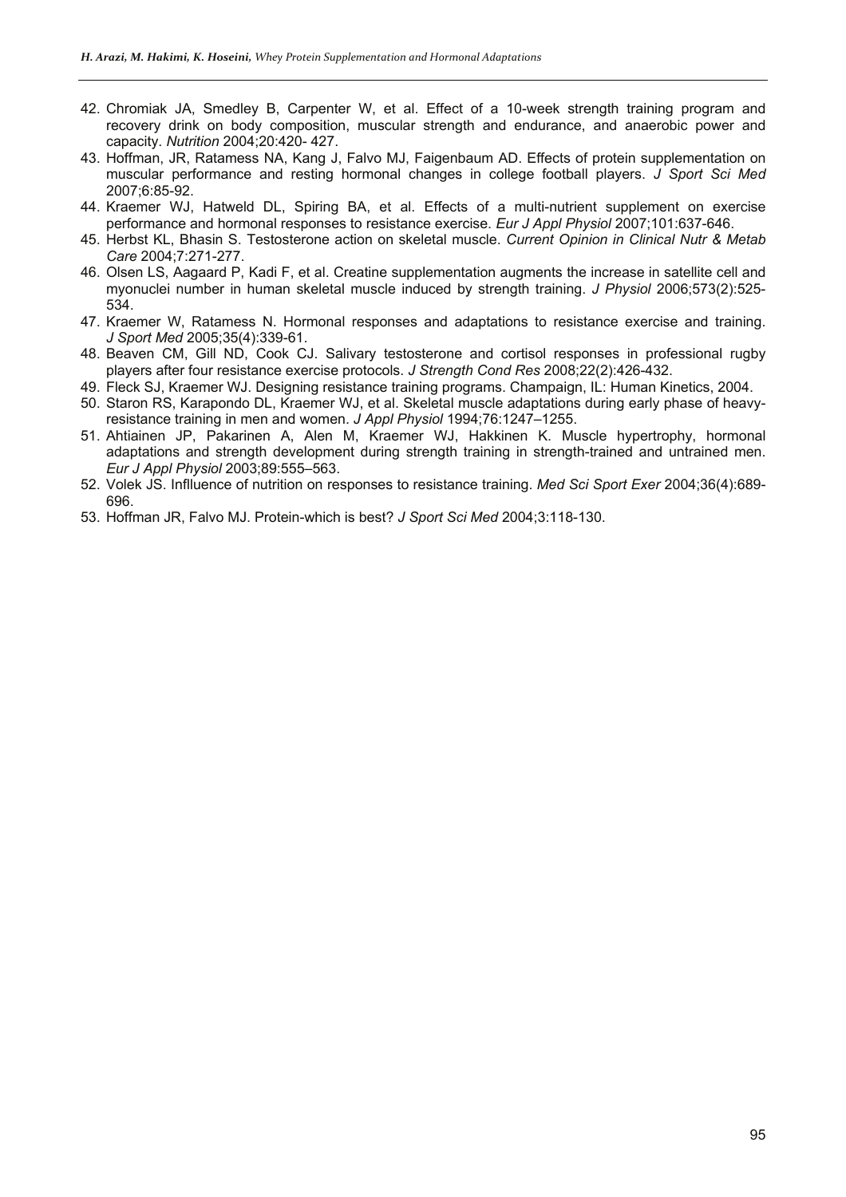42. Chromiak JA, Smedley B, Carpenter W, et al. Effect of a 10-week strength training program and recovery drink on body composition, muscular strength and endurance, and anaerobic power and capacity. *Nutrition* 2004;20:420- 427.
43. Hoffman, JR, Ratamess NA, Kang J, Falvo MJ, Faigenbaum AD. Effects of protein supplementation on muscular performance and resting hormonal changes in college football players. *J Sport Sci Med* 2007;6:85-92.
44. Kraemer WJ, Hatweld DL, Spiring BA, et al. Effects of a multi-nutrient supplement on exercise performance and hormonal responses to resistance exercise. *Eur J Appl Physiol* 2007;101:637-646.
45. Herbst KL, Bhasin S. Testosterone action on skeletal muscle. *Current Opinion in Clinical Nutr & Metab Care* 2004;7:271-277.
46. Olsen LS, Aagaard P, Kadi F, et al. Creatine supplementation augments the increase in satellite cell and myonuclei number in human skeletal muscle induced by strength training. *J Physiol* 2006;573(2):525-534.
47. Kraemer W, Ratamess N. Hormonal responses and adaptations to resistance exercise and training. *J Sport Med* 2005;35(4):339-61.
48. Beaven CM, Gill ND, Cook CJ. Salivary testosterone and cortisol responses in professional rugby players after four resistance exercise protocols. *J Strength Cond Res* 2008;22(2):426-432.
49. Fleck SJ, Kraemer WJ. Designing resistance training programs. Champaign, IL: Human Kinetics, 2004.
50. Staron RS, Karapondo DL, Kraemer WJ, et al. Skeletal muscle adaptations during early phase of heavy-resistance training in men and women. *J Appl Physiol* 1994;76:1247–1255.
51. Ahtiainen JP, Pakarinen A, Alen M, Kraemer WJ, Hakkinen K. Muscle hypertrophy, hormonal adaptations and strength development during strength training in strength-trained and untrained men. *Eur J Appl Physiol* 2003;89:555–563.
52. Volek JS. Inflluence of nutrition on responses to resistance training. *Med Sci Sport Exer* 2004;36(4):689-696.
53. Hoffman JR, Falvo MJ. Protein-which is best? *J Sport Sci Med* 2004;3:118-130.